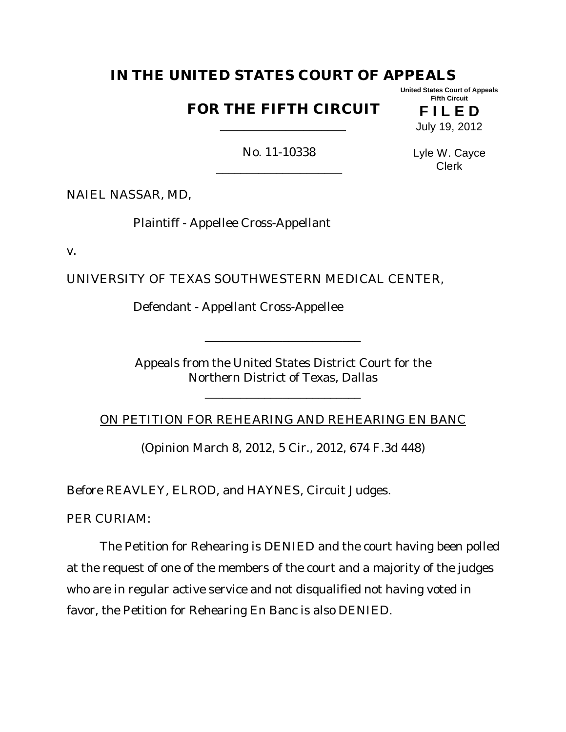# IN THE UNITED STATES COURT OF APPEALS

## FOR THE FIFTH CIRCUIT

United States Court of Appeals
Fifth Circuit

**FILED**

July 19, 2012

Lyle W. Cayce
Clerk

---

No. 11-10338

---

NAIEL NASSAR, MD,

Plaintiff - Appellee Cross-Appellant

v.

UNIVERSITY OF TEXAS SOUTHWESTERN MEDICAL CENTER,

Defendant - Appellant Cross-Appellee

---

Appeals from the United States District Court for the
Northern District of Texas, Dallas

---

ON PETITION FOR REHEARING AND REHEARING EN BANC

(Opinion March 8, 2012, 5 Cir., 2012, 674 F.3d 448)

Before REAVLEY, ELROD, and HAYNES, Circuit Judges.

PER CURIAM:

The Petition for Rehearing is DENIED and the court having been polled at the request of one of the members of the court and a majority of the judges who are in regular active service and not disqualified not having voted in favor, the Petition for Rehearing En Banc is also DENIED.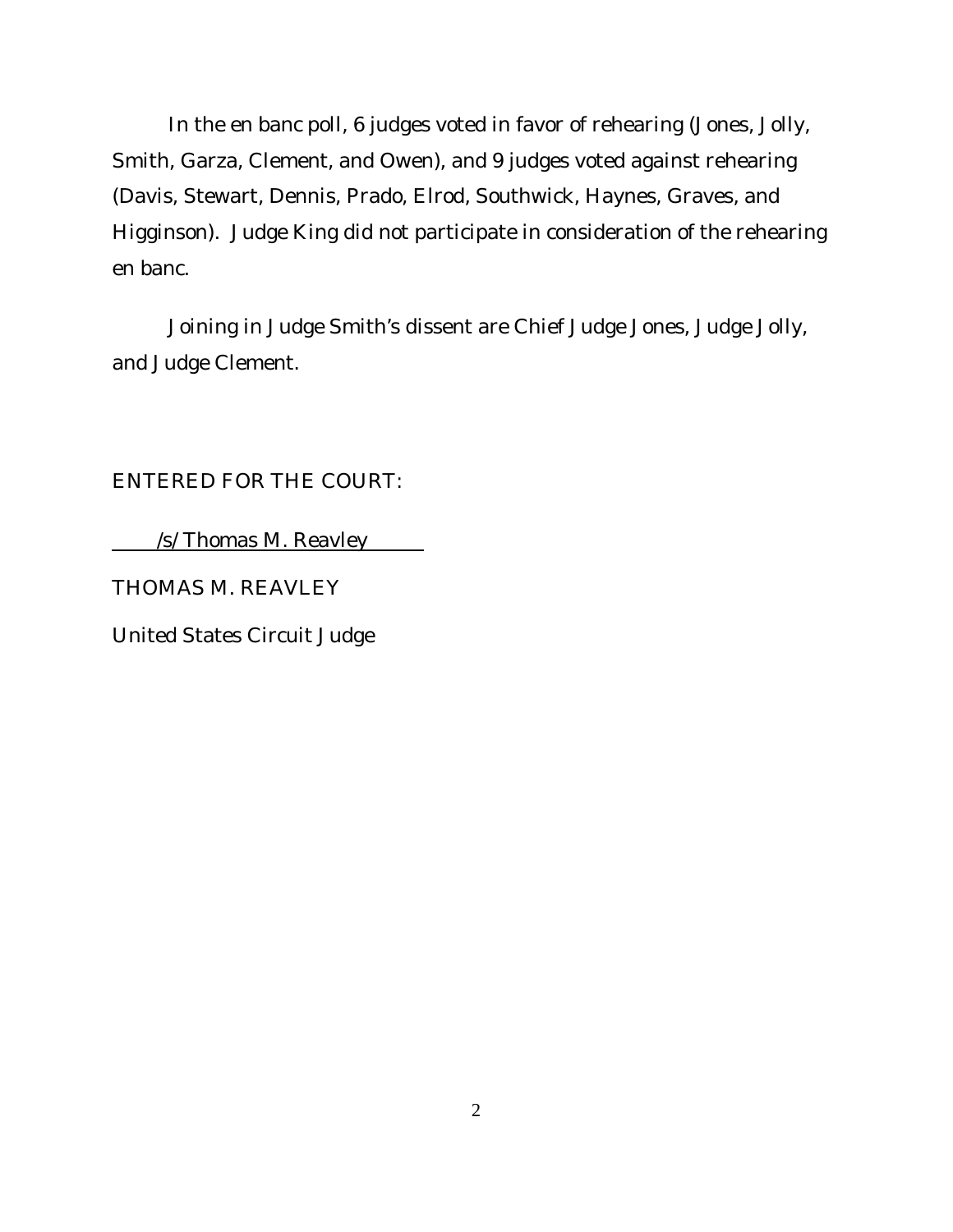In the en banc poll, 6 judges voted in favor of rehearing (Jones, Jolly, Smith, Garza, Clement, and Owen), and 9 judges voted against rehearing (Davis, Stewart, Dennis, Prado, Elrod, Southwick, Haynes, Graves, and Higginson). Judge King did not participate in consideration of the rehearing en banc.

Joining in Judge Smith's dissent are Chief Judge Jones, Judge Jolly, and Judge Clement.

ENTERED FOR THE COURT:

/s/ Thomas M. Reavley

THOMAS M. REAVLEY

United States Circuit Judge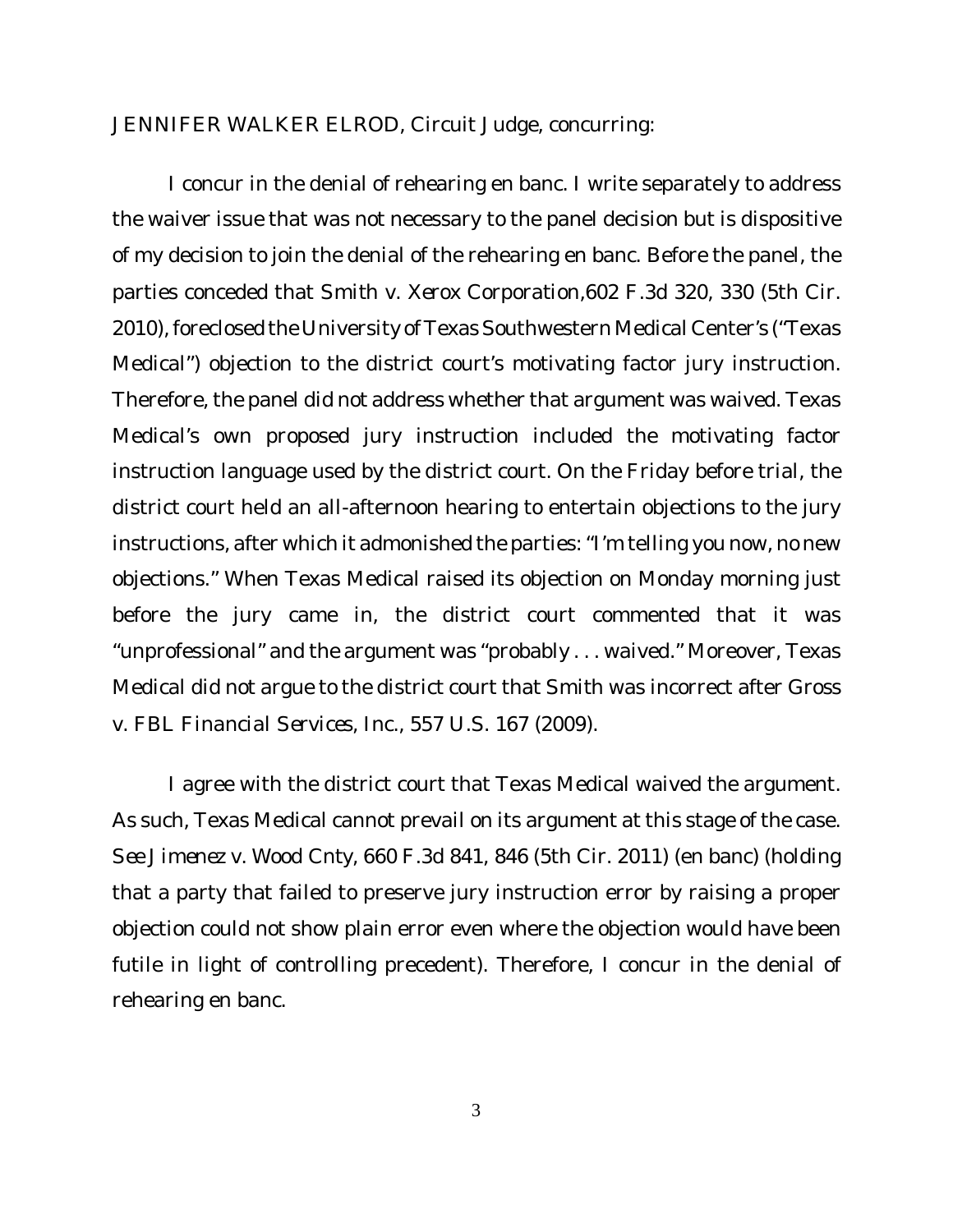JENNIFER WALKER ELROD, Circuit Judge, concurring:

I concur in the denial of rehearing en banc. I write separately to address the waiver issue that was not necessary to the panel decision but is dispositive of my decision to join the denial of the rehearing en banc. Before the panel, the parties conceded that *Smith v. Xerox Corporation*, 602 F.3d 320, 330 (5th Cir. 2010), foreclosed the University of Texas Southwestern Medical Center's ("Texas Medical") objection to the district court's motivating factor jury instruction. Therefore, the panel did not address whether that argument was waived. Texas Medical's own proposed jury instruction included the motivating factor instruction language used by the district court. On the Friday before trial, the district court held an all-afternoon hearing to entertain objections to the jury instructions, after which it admonished the parties: "I'm telling you now, no new objections." When Texas Medical raised its objection on Monday morning just before the jury came in, the district court commented that it was "unprofessional" and the argument was "probably . . . waived." Moreover, Texas Medical did not argue to the district court that *Smith* was incorrect after *Gross v. FBL Financial Services, Inc.*, 557 U.S. 167 (2009).

I agree with the district court that Texas Medical waived the argument. As such, Texas Medical cannot prevail on its argument at this stage of the case. *See Jimenez v. Wood Cnty*, 660 F.3d 841, 846 (5th Cir. 2011) (en banc) (holding that a party that failed to preserve jury instruction error by raising a proper objection could not show plain error even where the objection would have been futile in light of controlling precedent). Therefore, I concur in the denial of rehearing en banc.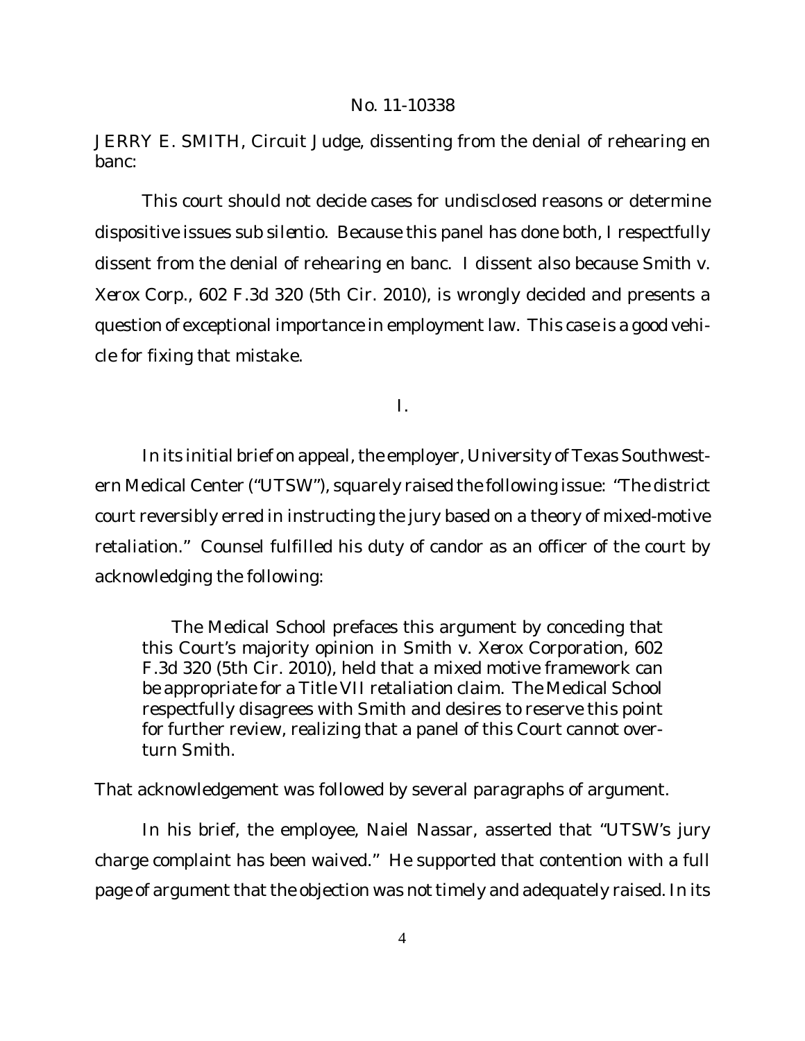No. 11-10338

JERRY E. SMITH, Circuit Judge, dissenting from the denial of rehearing en banc:

This court should not decide cases for undisclosed reasons or determine dispositive issues *sub silentio*. Because this panel has done both, I respectfully dissent from the denial of rehearing en banc. I dissent also because *Smith v. Xerox Corp.*, 602 F.3d 320 (5th Cir. 2010), is wrongly decided and presents a question of exceptional importance in employment law. This case is a good vehicle for fixing that mistake.

I.

In its initial brief on appeal, the employer, University of Texas Southwestern Medical Center ("UTSW"), squarely raised the following issue: "The district court reversibly erred in instructing the jury based on a theory of mixed-motive retaliation." Counsel fulfilled his duty of candor as an officer of the court by acknowledging the following:

> The Medical School prefaces this argument by conceding that this Court's majority opinion in *Smith v. Xerox Corporation*, 602 F.3d 320 (5th Cir. 2010), held that a mixed motive framework can be appropriate for a Title VII retaliation claim. The Medical School respectfully disagrees with *Smith* and desires to reserve this point for further review, realizing that a panel of this Court cannot overturn *Smith*.

That acknowledgement was followed by several paragraphs of argument.

In his brief, the employee, Naiel Nassar, asserted that "UTSW's jury charge complaint has been waived." He supported that contention with a full page of argument that the objection was not timely and adequately raised. In its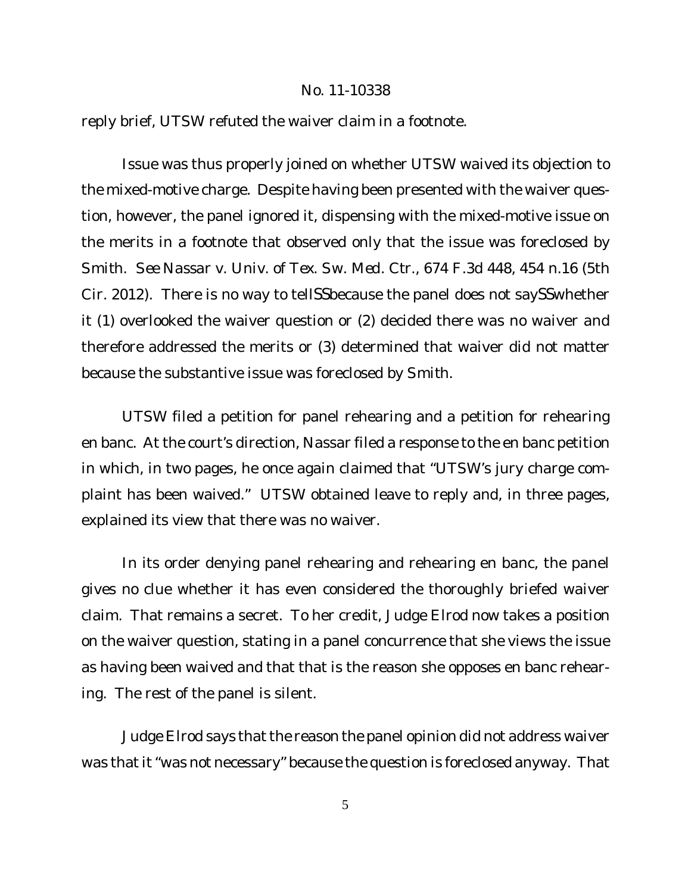reply brief, UTSW refuted the waiver claim in a footnote.

Issue was thus properly joined on whether UTSW waived its objection to the mixed-motive charge. Despite having been presented with the waiver question, however, the panel ignored it, dispensing with the mixed-motive issue on the merits in a footnote that observed only that the issue was foreclosed by Smith. *See Nassar v. Univ. of Tex. Sw. Med. Ctr.*, 674 F.3d 448, 454 n.16 (5th Cir. 2012). There is no way to tellSSbecause the panel does not saySSwhether it (1) overlooked the waiver question or (2) decided there was no waiver and therefore addressed the merits or (3) determined that waiver did not matter because the substantive issue was foreclosed by Smith.

UTSW filed a petition for panel rehearing and a petition for rehearing en banc. At the court's direction, Nassar filed a response to the en banc petition in which, in two pages, he once again claimed that "UTSW's jury charge complaint has been waived." UTSW obtained leave to reply and, in three pages, explained its view that there was no waiver.

In its order denying panel rehearing and rehearing en banc, the panel gives no clue whether it has even considered the thoroughly briefed waiver claim. That remains a secret. To her credit, Judge Elrod now takes a position on the waiver question, stating in a panel concurrence that she views the issue as having been waived and that that is the reason she opposes en banc rehearing. The rest of the panel is silent.

Judge Elrod says that the reason the panel opinion did not address waiver was that it "was not necessary" because the question is foreclosed anyway. That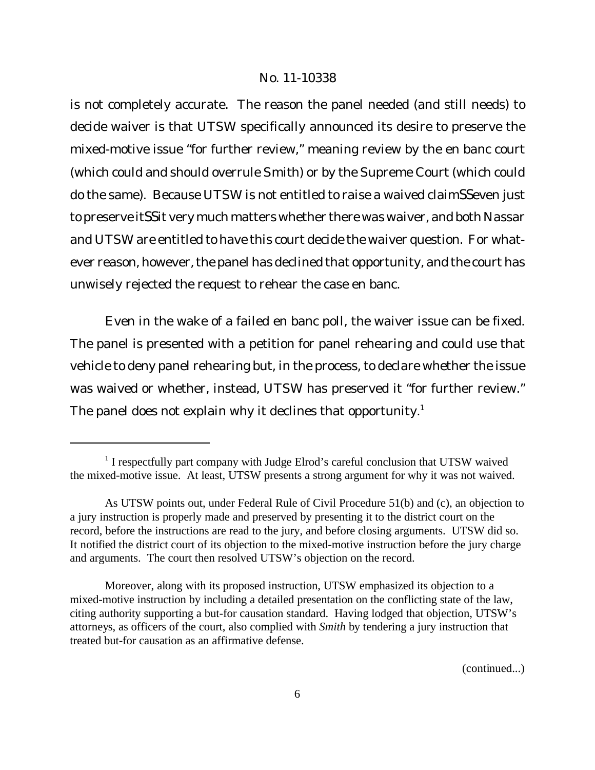is not completely accurate. The reason the panel needed (and still needs) to decide waiver is that UTSW specifically announced its desire to preserve the mixed-motive issue "for further review," meaning review by the en banc court (which could and should overrule Smith) or by the Supreme Court (which could do the same). Because UTSW is not entitled to raise a waived claim—even just to preserve it—it very much matters whether there was waiver, and both Nassar and UTSW are entitled to have this court decide the waiver question. For whatever reason, however, the panel has declined that opportunity, and the court has unwisely rejected the request to rehear the case en banc.

Even in the wake of a failed en banc poll, the waiver issue can be fixed. The panel is presented with a petition for panel rehearing and could use that vehicle to deny panel rehearing but, in the process, to declare whether the issue was waived or whether, instead, UTSW has preserved it "for further review." The panel does not explain why it declines that opportunity.[1]

---

[1] I respectfully part company with Judge Elrod's careful conclusion that UTSW waived the mixed-motive issue. At least, UTSW presents a strong argument for why it was not waived.

As UTSW points out, under Federal Rule of Civil Procedure 51(b) and (c), an objection to a jury instruction is properly made and preserved by presenting it to the district court on the record, before the instructions are read to the jury, and before closing arguments. UTSW did so. It notified the district court of its objection to the mixed-motive instruction before the jury charge and arguments. The court then resolved UTSW's objection on the record.

Moreover, along with its proposed instruction, UTSW emphasized its objection to a mixed-motive instruction by including a detailed presentation on the conflicting state of the law, citing authority supporting a but-for causation standard. Having lodged that objection, UTSW's attorneys, as officers of the court, also complied with *Smith* by tendering a jury instruction that treated but-for causation as an affirmative defense.

(continued...)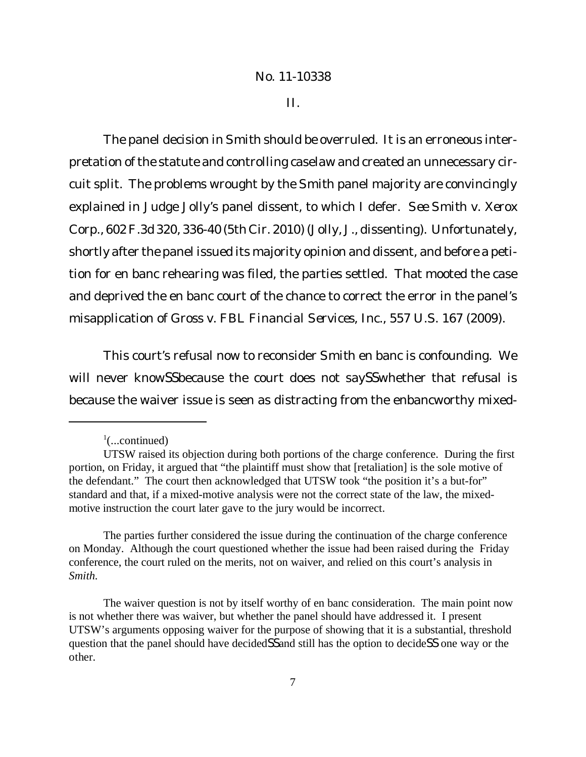## II.

The panel decision in *Smith* should be overruled. It is an erroneous interpretation of the statute and controlling caselaw and created an unnecessary circuit split. The problems wrought by the *Smith* panel majority are convincingly explained in Judge Jolly's panel dissent, to which I defer. *See Smith v. Xerox Corp.*, 602 F.3d 320, 336-40 (5th Cir. 2010) (Jolly, J., dissenting). Unfortunately, shortly after the panel issued its majority opinion and dissent, and before a petition for en banc rehearing was filed, the parties settled. That mooted the case and deprived the en banc court of the chance to correct the error in the panel's misapplication of *Gross v. FBL Financial Services, Inc.*, 557 U.S. 167 (2009).

This court's refusal now to reconsider *Smith* en banc is confounding. We will never knowSSbecause the court does not saySSwhether that refusal is because the waiver issue is seen as distracting from the enbancworthy mixed-

---

[1](...continued)

UTSW raised its objection during both portions of the charge conference. During the first portion, on Friday, it argued that "the plaintiff must show that [retaliation] is the sole motive of the defendant." The court then acknowledged that UTSW took "the position it's a but-for" standard and that, if a mixed-motive analysis were not the correct state of the law, the mixed-motive instruction the court later gave to the jury would be incorrect.

The parties further considered the issue during the continuation of the charge conference on Monday. Although the court questioned whether the issue had been raised during the Friday conference, the court ruled on the merits, not on waiver, and relied on this court's analysis in *Smith*.

The waiver question is not by itself worthy of en banc consideration. The main point now is not whether there was waiver, but whether the panel should have addressed it. I present UTSW's arguments opposing waiver for the purpose of showing that it is a substantial, threshold question that the panel should have decidedSSand still has the option to decideSS one way or the other.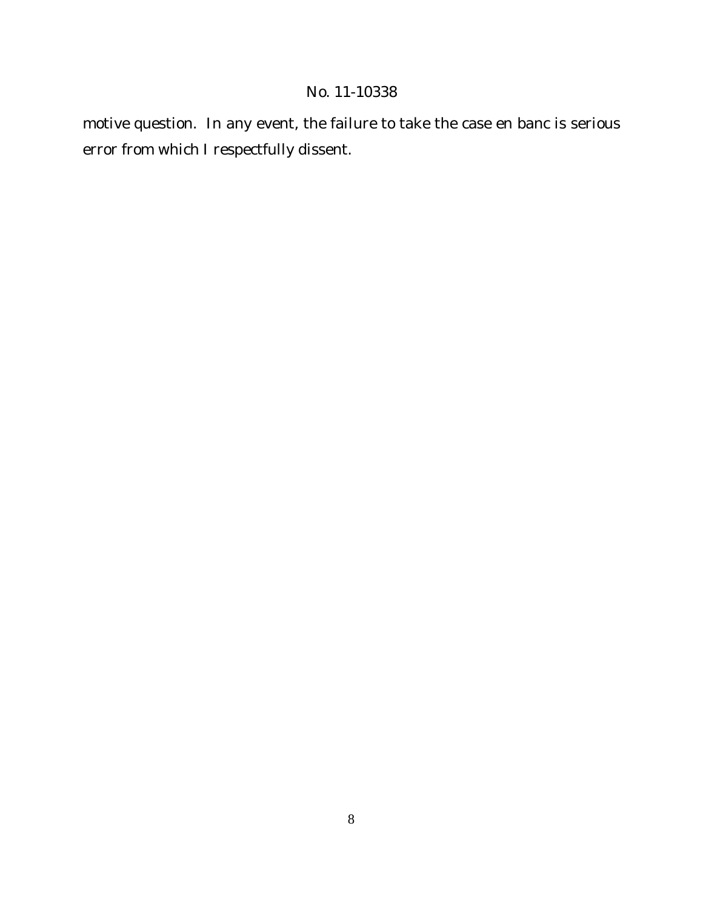motive question. In any event, the failure to take the case en banc is serious error from which I respectfully dissent.